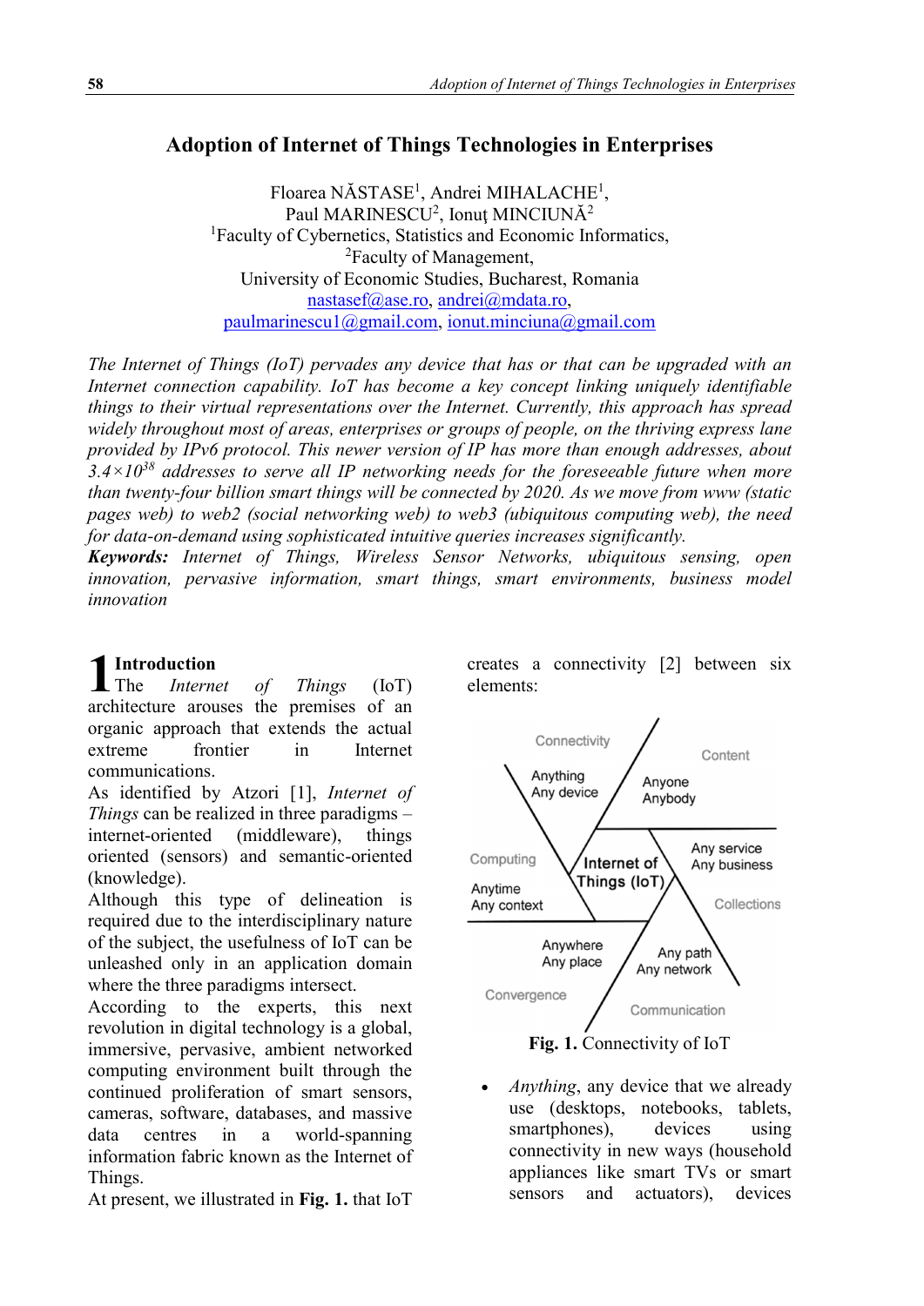# Adoption of Internet of Things Technologies in Enterprises

Floarea NĂSTASE[1], Andrei MIHALACHE[1],
Paul MARINESCU[2], Ionuţ MINCIUNĂ[2]
[1]Faculty of Cybernetics, Statistics and Economic Informatics,
[2]Faculty of Management,
University of Economic Studies, Bucharest, Romania
nastasef@ase.ro, andrei@mdata.ro,
paulmarinescu1@gmail.com, ionut.minciuna@gmail.com

*The Internet of Things (IoT) pervades any device that has or that can be upgraded with an Internet connection capability. IoT has become a key concept linking uniquely identifiable things to their virtual representations over the Internet. Currently, this approach has spread widely throughout most of areas, enterprises or groups of people, on the thriving express lane provided by IPv6 protocol. This newer version of IP has more than enough addresses, about $3.4\times10^{38}$ addresses to serve all IP networking needs for the foreseeable future when more than twenty-four billion smart things will be connected by 2020. As we move from www (static pages web) to web2 (social networking web) to web3 (ubiquitous computing web), the need for data-on-demand using sophisticated intuitive queries increases significantly.*

***Keywords:*** *Internet of Things, Wireless Sensor Networks, ubiquitous sensing, open innovation, pervasive information, smart things, smart environments, business model innovation*

## 1 Introduction

The *Internet of Things* (IoT) architecture arouses the premises of an organic approach that extends the actual extreme frontier in Internet communications.

As identified by Atzori [1], *Internet of Things* can be realized in three paradigms – internet-oriented (middleware), things oriented (sensors) and semantic-oriented (knowledge).

Although this type of delineation is required due to the interdisciplinary nature of the subject, the usefulness of IoT can be unleashed only in an application domain where the three paradigms intersect.

According to the experts, this next revolution in digital technology is a global, immersive, pervasive, ambient networked computing environment built through the continued proliferation of smart sensors, cameras, software, databases, and massive data centres in a world-spanning information fabric known as the Internet of Things.

At present, we illustrated in **Fig. 1.** that IoT creates a connectivity [2] between six elements:

Connectivity — Anything, Any device
Content — Anyone, Anybody
Collections — Any service, Any business
Communication — Any path, Any network
Convergence — Anywhere, Any place
Computing — Anytime, Any context
Internet of Things (IoT)

**Fig. 1.** Connectivity of IoT

- *Anything*, any device that we already use (desktops, notebooks, tablets, smartphones), devices using connectivity in new ways (household appliances like smart TVs or smart sensors and actuators), devices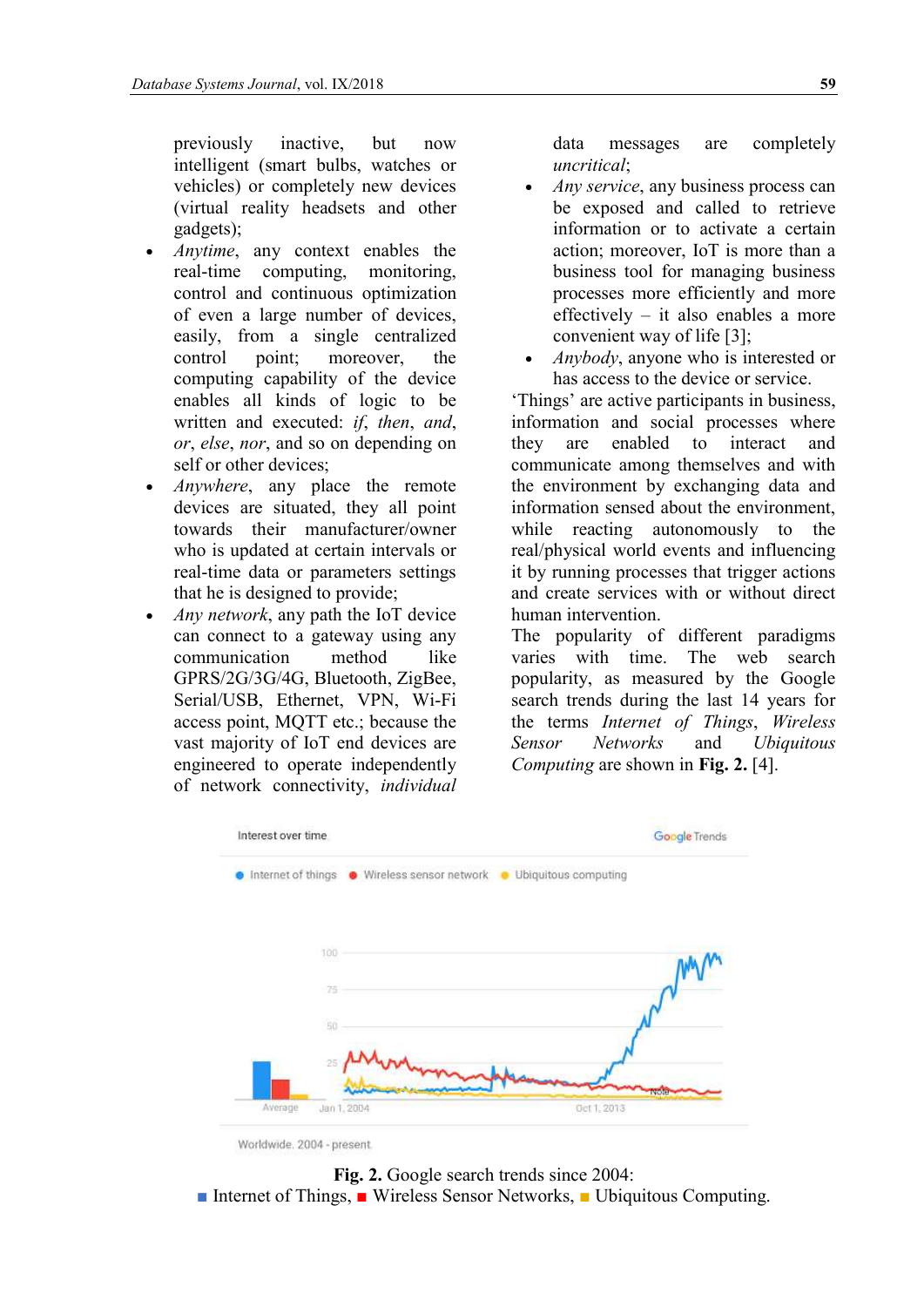previously inactive, but now intelligent (smart bulbs, watches or vehicles) or completely new devices (virtual reality headsets and other gadgets);

- *Anytime*, any context enables the real-time computing, monitoring, control and continuous optimization of even a large number of devices, easily, from a single centralized control point; moreover, the computing capability of the device enables all kinds of logic to be written and executed: *if*, *then*, *and*, *or*, *else*, *nor*, and so on depending on self or other devices;
- *Anywhere*, any place the remote devices are situated, they all point towards their manufacturer/owner who is updated at certain intervals or real-time data or parameters settings that he is designed to provide;
- *Any network*, any path the IoT device can connect to a gateway using any communication method like GPRS/2G/3G/4G, Bluetooth, ZigBee, Serial/USB, Ethernet, VPN, Wi-Fi access point, MQTT etc.; because the vast majority of IoT end devices are engineered to operate independently of network connectivity, *individual* data messages are completely *uncritical*;
- *Any service*, any business process can be exposed and called to retrieve information or to activate a certain action; moreover, IoT is more than a business tool for managing business processes more efficiently and more effectively – it also enables a more convenient way of life [3];
- *Anybody*, anyone who is interested or has access to the device or service.

'Things' are active participants in business, information and social processes where they are enabled to interact and communicate among themselves and with the environment by exchanging data and information sensed about the environment, while reacting autonomously to the real/physical world events and influencing it by running processes that trigger actions and create services with or without direct human intervention.

The popularity of different paradigms varies with time. The web search popularity, as measured by the Google search trends during the last 14 years for the terms *Internet of Things*, *Wireless Sensor Networks* and *Ubiquitous Computing* are shown in **Fig. 2.** [4].

**Fig. 2.** Google search trends since 2004: ■ Internet of Things, ■ Wireless Sensor Networks, ■ Ubiquitous Computing.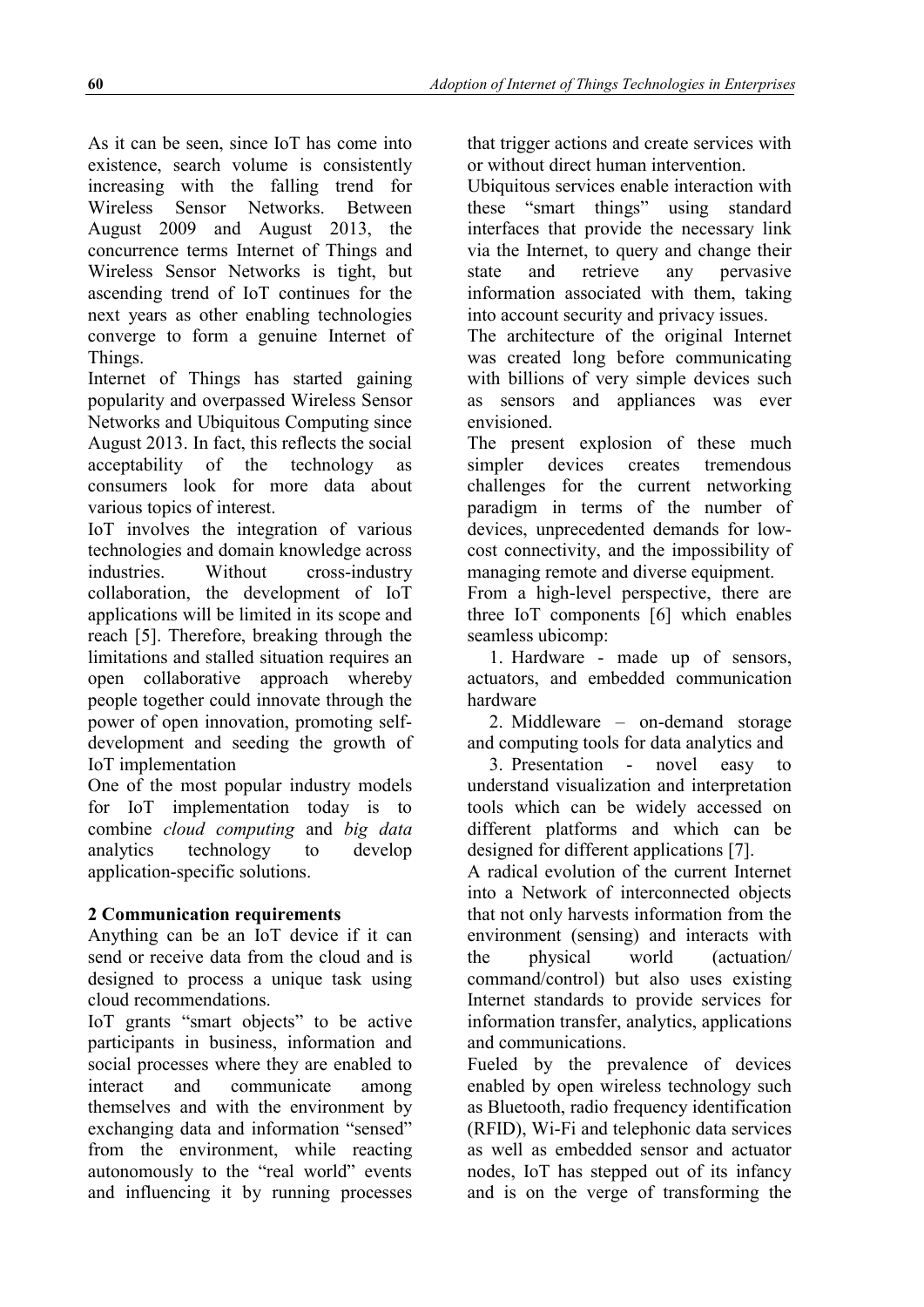As it can be seen, since IoT has come into existence, search volume is consistently increasing with the falling trend for Wireless Sensor Networks. Between August 2009 and August 2013, the concurrence terms Internet of Things and Wireless Sensor Networks is tight, but ascending trend of IoT continues for the next years as other enabling technologies converge to form a genuine Internet of Things.

Internet of Things has started gaining popularity and overpassed Wireless Sensor Networks and Ubiquitous Computing since August 2013. In fact, this reflects the social acceptability of the technology as consumers look for more data about various topics of interest.

IoT involves the integration of various technologies and domain knowledge across industries. Without cross-industry collaboration, the development of IoT applications will be limited in its scope and reach [5]. Therefore, breaking through the limitations and stalled situation requires an open collaborative approach whereby people together could innovate through the power of open innovation, promoting self-development and seeding the growth of IoT implementation

One of the most popular industry models for IoT implementation today is to combine *cloud computing* and *big data* analytics technology to develop application-specific solutions.

## 2 Communication requirements

Anything can be an IoT device if it can send or receive data from the cloud and is designed to process a unique task using cloud recommendations.

IoT grants "smart objects" to be active participants in business, information and social processes where they are enabled to interact and communicate among themselves and with the environment by exchanging data and information "sensed" from the environment, while reacting autonomously to the "real world" events and influencing it by running processes that trigger actions and create services with or without direct human intervention.

Ubiquitous services enable interaction with these "smart things" using standard interfaces that provide the necessary link via the Internet, to query and change their state and retrieve any pervasive information associated with them, taking into account security and privacy issues.

The architecture of the original Internet was created long before communicating with billions of very simple devices such as sensors and appliances was ever envisioned.

The present explosion of these much simpler devices creates tremendous challenges for the current networking paradigm in terms of the number of devices, unprecedented demands for low-cost connectivity, and the impossibility of managing remote and diverse equipment.

From a high-level perspective, there are three IoT components [6] which enables seamless ubicomp:

1. Hardware - made up of sensors, actuators, and embedded communication hardware
2. Middleware – on-demand storage and computing tools for data analytics and
3. Presentation - novel easy to understand visualization and interpretation tools which can be widely accessed on different platforms and which can be designed for different applications [7].

A radical evolution of the current Internet into a Network of interconnected objects that not only harvests information from the environment (sensing) and interacts with the physical world (actuation/ command/control) but also uses existing Internet standards to provide services for information transfer, analytics, applications and communications.

Fueled by the prevalence of devices enabled by open wireless technology such as Bluetooth, radio frequency identification (RFID), Wi-Fi and telephonic data services as well as embedded sensor and actuator nodes, IoT has stepped out of its infancy and is on the verge of transforming the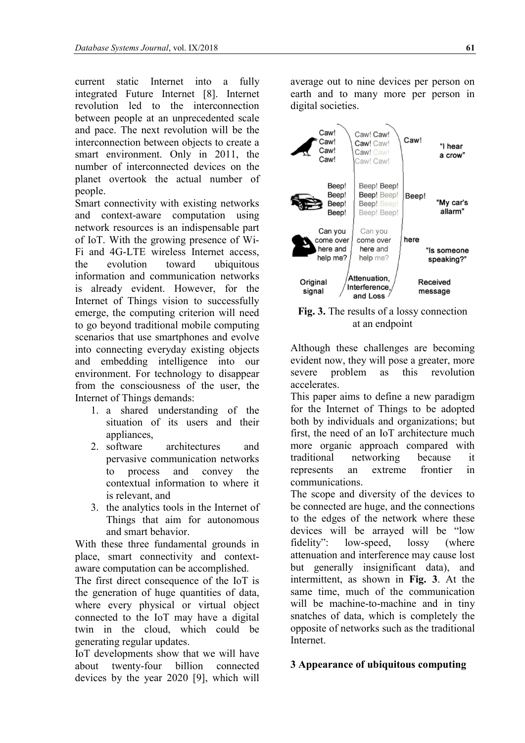current static Internet into a fully integrated Future Internet [8]. Internet revolution led to the interconnection between people at an unprecedented scale and pace. The next revolution will be the interconnection between objects to create a smart environment. Only in 2011, the number of interconnected devices on the planet overtook the actual number of people.

Smart connectivity with existing networks and context-aware computation using network resources is an indispensable part of IoT. With the growing presence of Wi-Fi and 4G-LTE wireless Internet access, the evolution toward ubiquitous information and communication networks is already evident. However, for the Internet of Things vision to successfully emerge, the computing criterion will need to go beyond traditional mobile computing scenarios that use smartphones and evolve into connecting everyday existing objects and embedding intelligence into our environment. For technology to disappear from the consciousness of the user, the Internet of Things demands:

1. a shared understanding of the situation of its users and their appliances,
2. software architectures and pervasive communication networks to process and convey the contextual information to where it is relevant, and
3. the analytics tools in the Internet of Things that aim for autonomous and smart behavior.

With these three fundamental grounds in place, smart connectivity and context-aware computation can be accomplished.

The first direct consequence of the IoT is the generation of huge quantities of data, where every physical or virtual object connected to the IoT may have a digital twin in the cloud, which could be generating regular updates.

IoT developments show that we will have about twenty-four billion connected devices by the year 2020 [9], which will average out to nine devices per person on earth and to many more per person in digital societies.

**Fig. 3.** The results of a lossy connection at an endpoint

Although these challenges are becoming evident now, they will pose a greater, more severe problem as this revolution accelerates.

This paper aims to define a new paradigm for the Internet of Things to be adopted both by individuals and organizations; but first, the need of an IoT architecture much more organic approach compared with traditional networking because it represents an extreme frontier in communications.

The scope and diversity of the devices to be connected are huge, and the connections to the edges of the network where these devices will be arrayed will be "low fidelity": low-speed, lossy (where attenuation and interference may cause lost but generally insignificant data), and intermittent, as shown in **Fig. 3**. At the same time, much of the communication will be machine-to-machine and in tiny snatches of data, which is completely the opposite of networks such as the traditional Internet.

## 3 Appearance of ubiquitous computing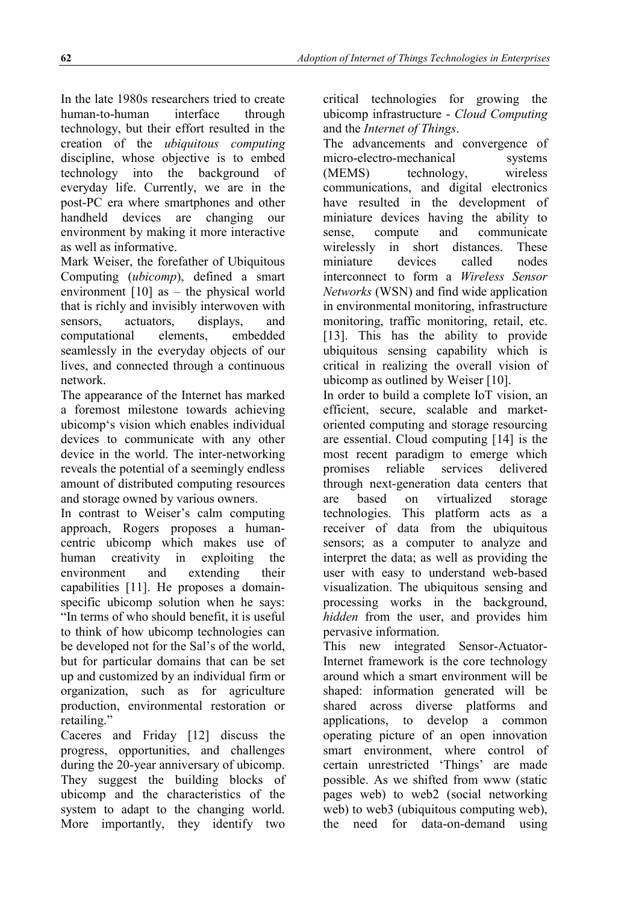In the late 1980s researchers tried to create human-to-human interface through technology, but their effort resulted in the creation of the *ubiquitous computing* discipline, whose objective is to embed technology into the background of everyday life. Currently, we are in the post-PC era where smartphones and other handheld devices are changing our environment by making it more interactive as well as informative.

Mark Weiser, the forefather of Ubiquitous Computing (*ubicomp*), defined a smart environment [10] as – the physical world that is richly and invisibly interwoven with sensors, actuators, displays, and computational elements, embedded seamlessly in the everyday objects of our lives, and connected through a continuous network.

The appearance of the Internet has marked a foremost milestone towards achieving ubicomp's vision which enables individual devices to communicate with any other device in the world. The inter-networking reveals the potential of a seemingly endless amount of distributed computing resources and storage owned by various owners.

In contrast to Weiser's calm computing approach, Rogers proposes a human-centric ubicomp which makes use of human creativity in exploiting the environment and extending their capabilities [11]. He proposes a domain-specific ubicomp solution when he says: "In terms of who should benefit, it is useful to think of how ubicomp technologies can be developed not for the Sal's of the world, but for particular domains that can be set up and customized by an individual firm or organization, such as for agriculture production, environmental restoration or retailing."

Caceres and Friday [12] discuss the progress, opportunities, and challenges during the 20-year anniversary of ubicomp. They suggest the building blocks of ubicomp and the characteristics of the system to adapt to the changing world. More importantly, they identify two critical technologies for growing the ubicomp infrastructure - *Cloud Computing* and the *Internet of Things*.

The advancements and convergence of micro-electro-mechanical systems (MEMS) technology, wireless communications, and digital electronics have resulted in the development of miniature devices having the ability to sense, compute and communicate wirelessly in short distances. These miniature devices called nodes interconnect to form a *Wireless Sensor Networks* (WSN) and find wide application in environmental monitoring, infrastructure monitoring, traffic monitoring, retail, etc. [13]. This has the ability to provide ubiquitous sensing capability which is critical in realizing the overall vision of ubicomp as outlined by Weiser [10].

In order to build a complete IoT vision, an efficient, secure, scalable and market-oriented computing and storage resourcing are essential. Cloud computing [14] is the most recent paradigm to emerge which promises reliable services delivered through next-generation data centers that are based on virtualized storage technologies. This platform acts as a receiver of data from the ubiquitous sensors; as a computer to analyze and interpret the data; as well as providing the user with easy to understand web-based visualization. The ubiquitous sensing and processing works in the background, *hidden* from the user, and provides him pervasive information.

This new integrated Sensor-Actuator-Internet framework is the core technology around which a smart environment will be shaped: information generated will be shared across diverse platforms and applications, to develop a common operating picture of an open innovation smart environment, where control of certain unrestricted 'Things' are made possible. As we shifted from www (static pages web) to web2 (social networking web) to web3 (ubiquitous computing web), the need for data-on-demand using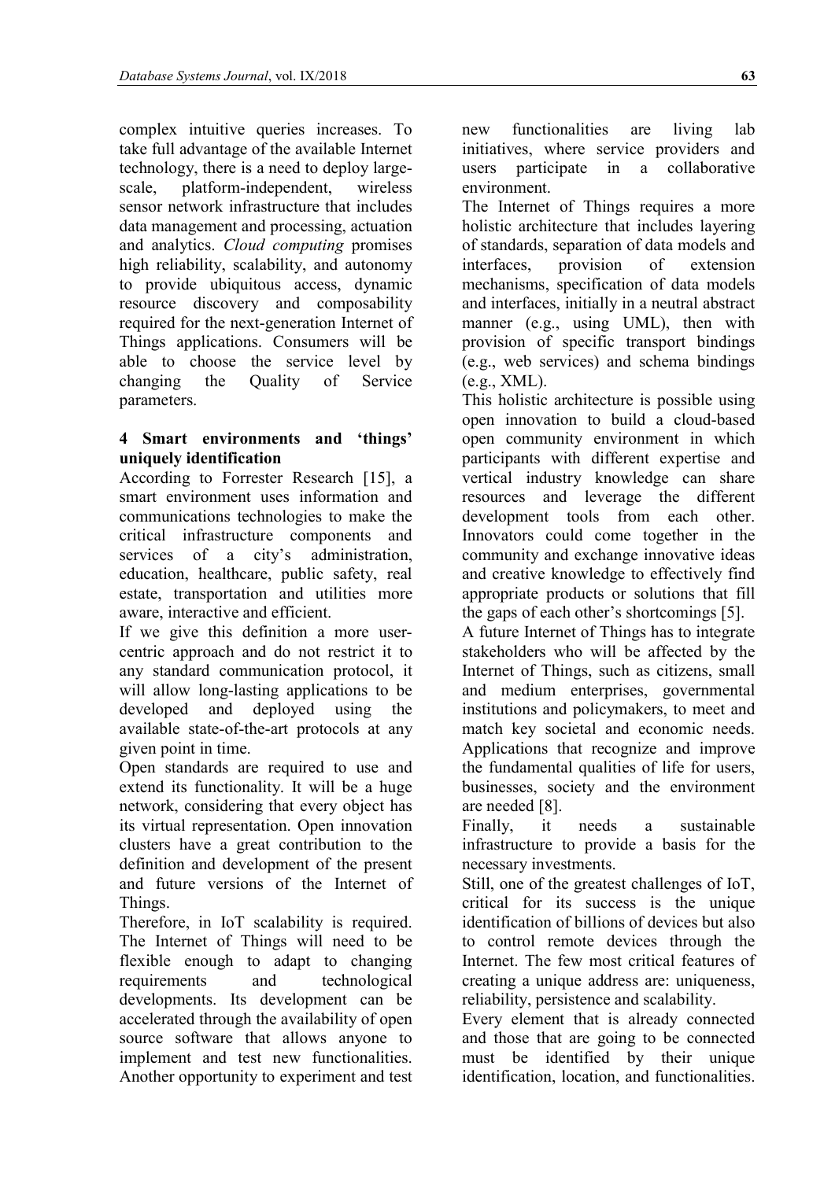complex intuitive queries increases. To take full advantage of the available Internet technology, there is a need to deploy large-scale, platform-independent, wireless sensor network infrastructure that includes data management and processing, actuation and analytics. *Cloud computing* promises high reliability, scalability, and autonomy to provide ubiquitous access, dynamic resource discovery and composability required for the next-generation Internet of Things applications. Consumers will be able to choose the service level by changing the Quality of Service parameters.

## 4 Smart environments and 'things' uniquely identification

According to Forrester Research [15], a smart environment uses information and communications technologies to make the critical infrastructure components and services of a city's administration, education, healthcare, public safety, real estate, transportation and utilities more aware, interactive and efficient.

If we give this definition a more user-centric approach and do not restrict it to any standard communication protocol, it will allow long-lasting applications to be developed and deployed using the available state-of-the-art protocols at any given point in time.

Open standards are required to use and extend its functionality. It will be a huge network, considering that every object has its virtual representation. Open innovation clusters have a great contribution to the definition and development of the present and future versions of the Internet of Things.

Therefore, in IoT scalability is required. The Internet of Things will need to be flexible enough to adapt to changing requirements and technological developments. Its development can be accelerated through the availability of open source software that allows anyone to implement and test new functionalities. Another opportunity to experiment and test new functionalities are living lab initiatives, where service providers and users participate in a collaborative environment.

The Internet of Things requires a more holistic architecture that includes layering of standards, separation of data models and interfaces, provision of extension mechanisms, specification of data models and interfaces, initially in a neutral abstract manner (e.g., using UML), then with provision of specific transport bindings (e.g., web services) and schema bindings (e.g., XML).

This holistic architecture is possible using open innovation to build a cloud-based open community environment in which participants with different expertise and vertical industry knowledge can share resources and leverage the different development tools from each other. Innovators could come together in the community and exchange innovative ideas and creative knowledge to effectively find appropriate products or solutions that fill the gaps of each other's shortcomings [5].

A future Internet of Things has to integrate stakeholders who will be affected by the Internet of Things, such as citizens, small and medium enterprises, governmental institutions and policymakers, to meet and match key societal and economic needs. Applications that recognize and improve the fundamental qualities of life for users, businesses, society and the environment are needed [8].

Finally, it needs a sustainable infrastructure to provide a basis for the necessary investments.

Still, one of the greatest challenges of IoT, critical for its success is the unique identification of billions of devices but also to control remote devices through the Internet. The few most critical features of creating a unique address are: uniqueness, reliability, persistence and scalability.

Every element that is already connected and those that are going to be connected must be identified by their unique identification, location, and functionalities.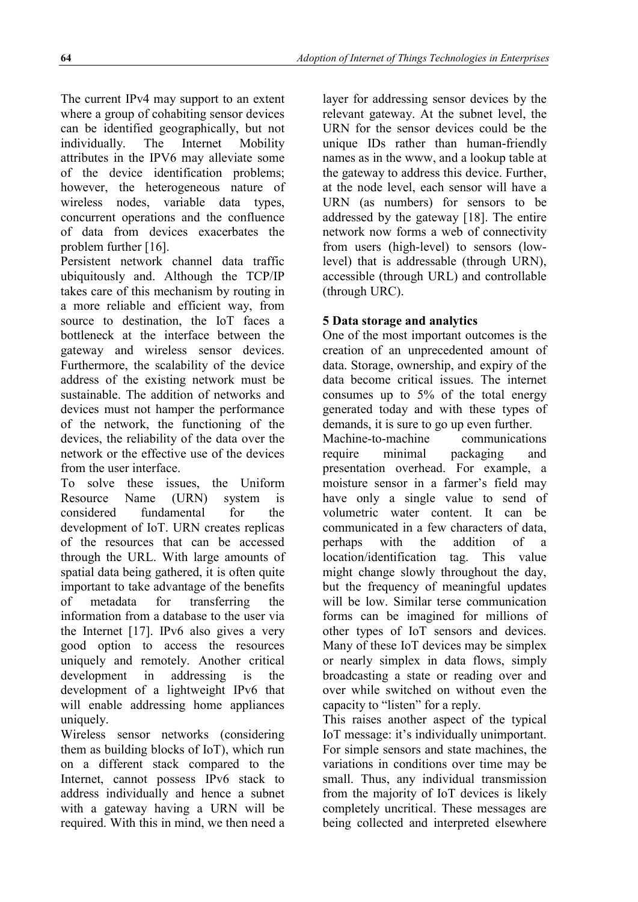The current IPv4 may support to an extent where a group of cohabiting sensor devices can be identified geographically, but not individually. The Internet Mobility attributes in the IPV6 may alleviate some of the device identification problems; however, the heterogeneous nature of wireless nodes, variable data types, concurrent operations and the confluence of data from devices exacerbates the problem further [16].

Persistent network channel data traffic ubiquitously and. Although the TCP/IP takes care of this mechanism by routing in a more reliable and efficient way, from source to destination, the IoT faces a bottleneck at the interface between the gateway and wireless sensor devices. Furthermore, the scalability of the device address of the existing network must be sustainable. The addition of networks and devices must not hamper the performance of the network, the functioning of the devices, the reliability of the data over the network or the effective use of the devices from the user interface.

To solve these issues, the Uniform Resource Name (URN) system is considered fundamental for the development of IoT. URN creates replicas of the resources that can be accessed through the URL. With large amounts of spatial data being gathered, it is often quite important to take advantage of the benefits of metadata for transferring the information from a database to the user via the Internet [17]. IPv6 also gives a very good option to access the resources uniquely and remotely. Another critical development in addressing is the development of a lightweight IPv6 that will enable addressing home appliances uniquely.

Wireless sensor networks (considering them as building blocks of IoT), which run on a different stack compared to the Internet, cannot possess IPv6 stack to address individually and hence a subnet with a gateway having a URN will be required. With this in mind, we then need a layer for addressing sensor devices by the relevant gateway. At the subnet level, the URN for the sensor devices could be the unique IDs rather than human-friendly names as in the www, and a lookup table at the gateway to address this device. Further, at the node level, each sensor will have a URN (as numbers) for sensors to be addressed by the gateway [18]. The entire network now forms a web of connectivity from users (high-level) to sensors (low-level) that is addressable (through URN), accessible (through URL) and controllable (through URC).

## 5 Data storage and analytics

One of the most important outcomes is the creation of an unprecedented amount of data. Storage, ownership, and expiry of the data become critical issues. The internet consumes up to 5% of the total energy generated today and with these types of demands, it is sure to go up even further.

Machine-to-machine communications require minimal packaging and presentation overhead. For example, a moisture sensor in a farmer's field may have only a single value to send of volumetric water content. It can be communicated in a few characters of data, perhaps with the addition of a location/identification tag. This value might change slowly throughout the day, but the frequency of meaningful updates will be low. Similar terse communication forms can be imagined for millions of other types of IoT sensors and devices. Many of these IoT devices may be simplex or nearly simplex in data flows, simply broadcasting a state or reading over and over while switched on without even the capacity to "listen" for a reply.

This raises another aspect of the typical IoT message: it's individually unimportant. For simple sensors and state machines, the variations in conditions over time may be small. Thus, any individual transmission from the majority of IoT devices is likely completely uncritical. These messages are being collected and interpreted elsewhere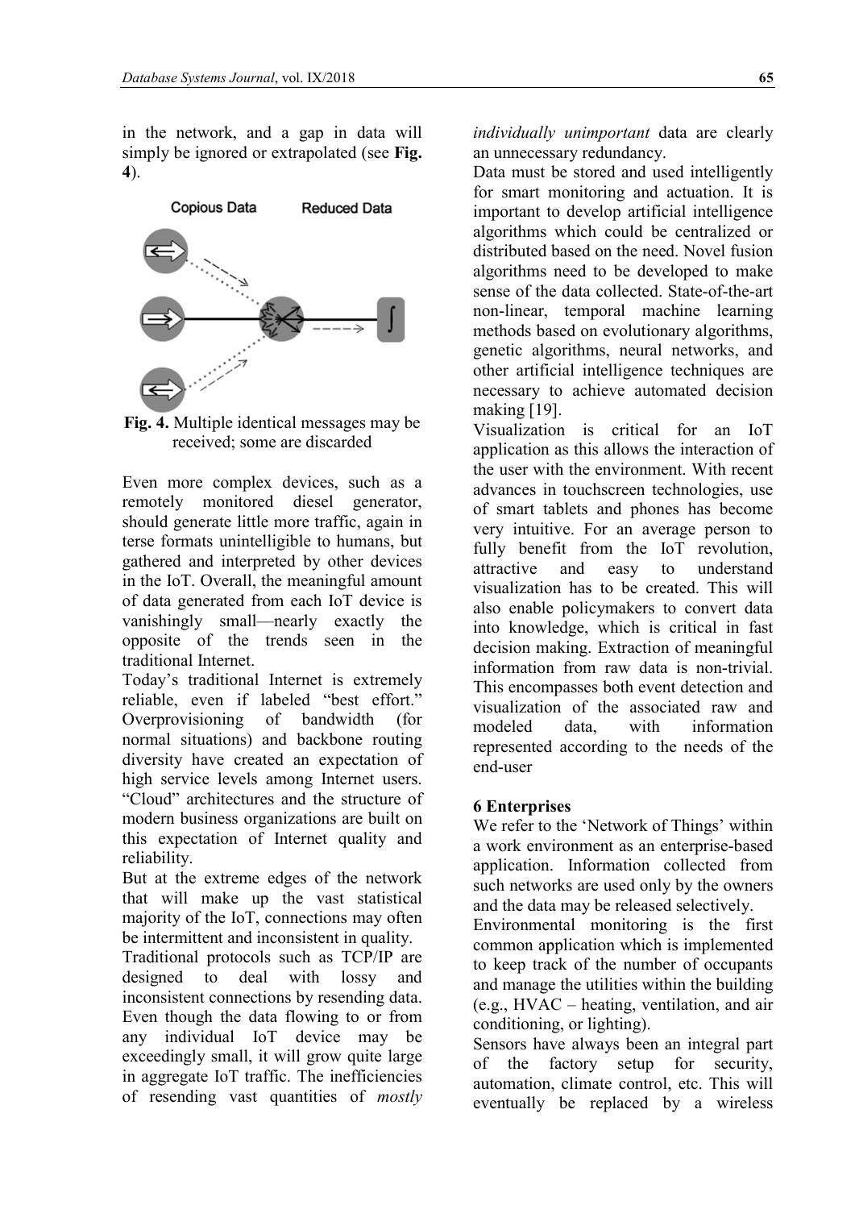in the network, and a gap in data will simply be ignored or extrapolated (see **Fig. 4**).

Copious Data

Reduced Data

**Fig. 4.** Multiple identical messages may be received; some are discarded

Even more complex devices, such as a remotely monitored diesel generator, should generate little more traffic, again in terse formats unintelligible to humans, but gathered and interpreted by other devices in the IoT. Overall, the meaningful amount of data generated from each IoT device is vanishingly small—nearly exactly the opposite of the trends seen in the traditional Internet.

Today's traditional Internet is extremely reliable, even if labeled "best effort." Overprovisioning of bandwidth (for normal situations) and backbone routing diversity have created an expectation of high service levels among Internet users. "Cloud" architectures and the structure of modern business organizations are built on this expectation of Internet quality and reliability.

But at the extreme edges of the network that will make up the vast statistical majority of the IoT, connections may often be intermittent and inconsistent in quality.

Traditional protocols such as TCP/IP are designed to deal with lossy and inconsistent connections by resending data. Even though the data flowing to or from any individual IoT device may be exceedingly small, it will grow quite large in aggregate IoT traffic. The inefficiencies of resending vast quantities of *mostly individually unimportant* data are clearly an unnecessary redundancy.

Data must be stored and used intelligently for smart monitoring and actuation. It is important to develop artificial intelligence algorithms which could be centralized or distributed based on the need. Novel fusion algorithms need to be developed to make sense of the data collected. State-of-the-art non-linear, temporal machine learning methods based on evolutionary algorithms, genetic algorithms, neural networks, and other artificial intelligence techniques are necessary to achieve automated decision making [19].

Visualization is critical for an IoT application as this allows the interaction of the user with the environment. With recent advances in touchscreen technologies, use of smart tablets and phones has become very intuitive. For an average person to fully benefit from the IoT revolution, attractive and easy to understand visualization has to be created. This will also enable policymakers to convert data into knowledge, which is critical in fast decision making. Extraction of meaningful information from raw data is non-trivial. This encompasses both event detection and visualization of the associated raw and modeled data, with information represented according to the needs of the end-user

## 6 Enterprises

We refer to the 'Network of Things' within a work environment as an enterprise-based application. Information collected from such networks are used only by the owners and the data may be released selectively.

Environmental monitoring is the first common application which is implemented to keep track of the number of occupants and manage the utilities within the building (e.g., HVAC – heating, ventilation, and air conditioning, or lighting).

Sensors have always been an integral part of the factory setup for security, automation, climate control, etc. This will eventually be replaced by a wireless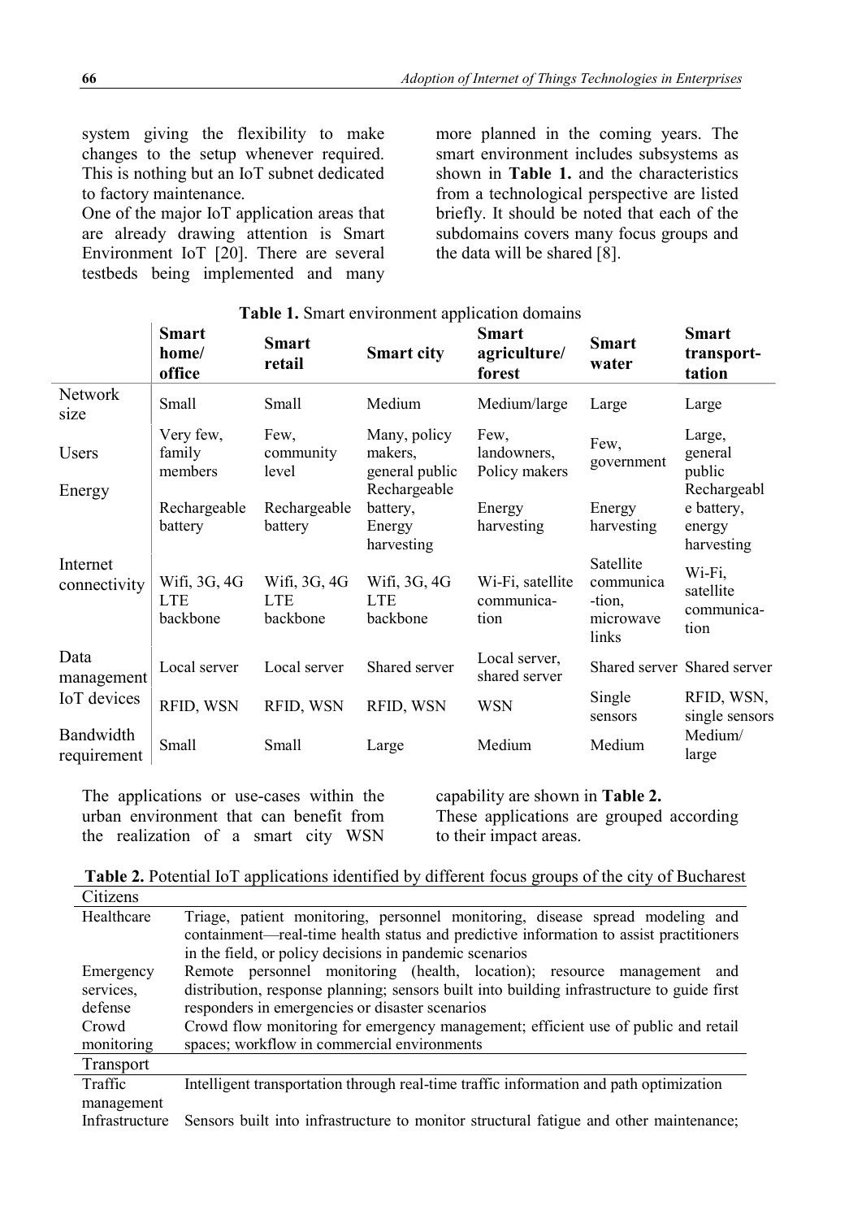system giving the flexibility to make changes to the setup whenever required. This is nothing but an IoT subnet dedicated to factory maintenance.

One of the major IoT application areas that are already drawing attention is Smart Environment IoT [20]. There are several testbeds being implemented and many more planned in the coming years. The smart environment includes subsystems as shown in **Table 1.** and the characteristics from a technological perspective are listed briefly. It should be noted that each of the subdomains covers many focus groups and the data will be shared [8].

**Table 1.** Smart environment application domains

| | Smart home/ office | Smart retail | Smart city | Smart agriculture/ forest | Smart water | Smart transport-tation |
|---|---|---|---|---|---|---|
| Network size | Small | Small | Medium | Medium/large | Large | Large |
| Users | Very few, family members | Few, community level | Many, policy makers, general public | Few, landowners, Policy makers | Few, government | Large, general public |
| Energy | Rechargeable battery | Rechargeable battery | Rechargeable battery, Energy harvesting | Energy harvesting | Energy harvesting | Rechargeable battery, energy harvesting |
| Internet connectivity | Wifi, 3G, 4G LTE backbone | Wifi, 3G, 4G LTE backbone | Wifi, 3G, 4G LTE backbone | Wi-Fi, satellite communica-tion | Satellite communica-tion, microwave links | Wi-Fi, satellite communica-tion |
| Data management | Local server | Local server | Shared server | Local server, shared server | Shared server | Shared server |
| IoT devices | RFID, WSN | RFID, WSN | RFID, WSN | WSN | Single sensors | RFID, WSN, single sensors |
| Bandwidth requirement | Small | Small | Large | Medium | Medium | Medium/ large |

The applications or use-cases within the urban environment that can benefit from the realization of a smart city WSN capability are shown in **Table 2.**

These applications are grouped according to their impact areas.

**Table 2.** Potential IoT applications identified by different focus groups of the city of Bucharest

| Citizens | |
|---|---|
| Healthcare | Triage, patient monitoring, personnel monitoring, disease spread modeling and containment—real-time health status and predictive information to assist practitioners in the field, or policy decisions in pandemic scenarios |
| Emergency services, defense | Remote personnel monitoring (health, location); resource management and distribution, response planning; sensors built into building infrastructure to guide first responders in emergencies or disaster scenarios |
| Crowd monitoring | Crowd flow monitoring for emergency management; efficient use of public and retail spaces; workflow in commercial environments |
| **Transport** | |
| Traffic management | Intelligent transportation through real-time traffic information and path optimization |
| Infrastructure | Sensors built into infrastructure to monitor structural fatigue and other maintenance; |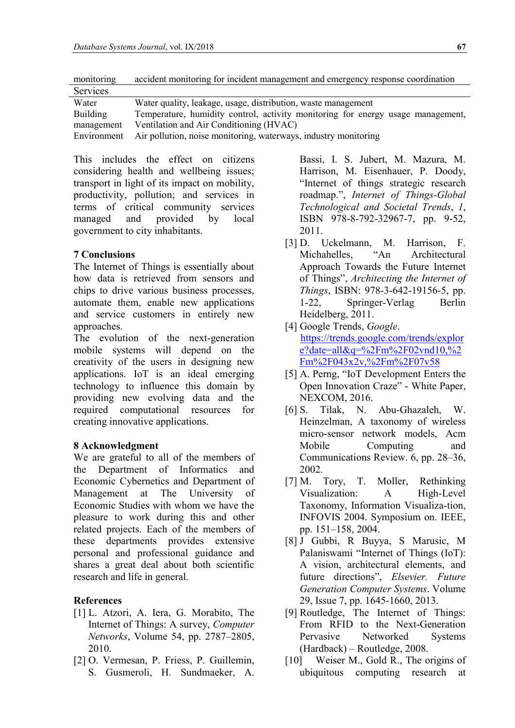| | |
|---|---|
| monitoring | accident monitoring for incident management and emergency response coordination |
| Services | |
| Water | Water quality, leakage, usage, distribution, waste management |
| Building management | Temperature, humidity control, activity monitoring for energy usage management, Ventilation and Air Conditioning (HVAC) |
| Environment | Air pollution, noise monitoring, waterways, industry monitoring |

This includes the effect on citizens considering health and wellbeing issues; transport in light of its impact on mobility, productivity, pollution; and services in terms of critical community services managed and provided by local government to city inhabitants.

## 7 Conclusions

The Internet of Things is essentially about how data is retrieved from sensors and chips to drive various business processes, automate them, enable new applications and service customers in entirely new approaches.

The evolution of the next-generation mobile systems will depend on the creativity of the users in designing new applications. IoT is an ideal emerging technology to influence this domain by providing new evolving data and the required computational resources for creating innovative applications.

## 8 Acknowledgment

We are grateful to all of the members of the Department of Informatics and Economic Cybernetics and Department of Management at The University of Economic Studies with whom we have the pleasure to work during this and other related projects. Each of the members of these departments provides extensive personal and professional guidance and shares a great deal about both scientific research and life in general.

## References

[1] L. Atzori, A. Iera, G. Morabito, The Internet of Things: A survey, *Computer Networks*, Volume 54, pp. 2787–2805, 2010.

[2] O. Vermesan, P. Friess, P. Guillemin, S. Gusmeroli, H. Sundmaeker, A. Bassi, I. S. Jubert, M. Mazura, M. Harrison, M. Eisenhauer, P. Doody, "Internet of things strategic research roadmap.", *Internet of Things-Global Technological and Societal Trends*, *1*, ISBN 978-8-792-32967-7, pp. 9-52, 2011.

[3] D. Uckelmann, M. Harrison, F. Michahelles, "An Architectural Approach Towards the Future Internet of Things", *Architecting the Internet of Things*, ISBN: 978-3-642-19156-5, pp. 1-22, Springer-Verlag Berlin Heidelberg, 2011.

[4] Google Trends, *Google*. https://trends.google.com/trends/explore?date=all&q=%2Fm%2F02vnd10,%2Fm%2F043x2v,%2Fm%2F07v58

[5] A. Perng, "IoT Development Enters the Open Innovation Craze" - White Paper, NEXCOM, 2016.

[6] S. Tilak, N. Abu-Ghazaleh, W. Heinzelman, A taxonomy of wireless micro-sensor network models, Acm Mobile Computing and Communications Review. 6, pp. 28–36, 2002.

[7] M. Tory, T. Moller, Rethinking Visualization: A High-Level Taxonomy, Information Visualiza-tion, INFOVIS 2004. Symposium on. IEEE, pp. 151–158, 2004.

[8] J Gubbi, R Buyya, S Marusic, M Palaniswami "Internet of Things (IoT): A vision, architectural elements, and future directions", *Elsevier. Future Generation Computer Systems*. Volume 29, Issue 7, pp. 1645-1660, 2013.

[9] Routledge, The Internet of Things: From RFID to the Next-Generation Pervasive Networked Systems (Hardback) – Routledge, 2008.

[10] Weiser M., Gold R., The origins of ubiquitous computing research at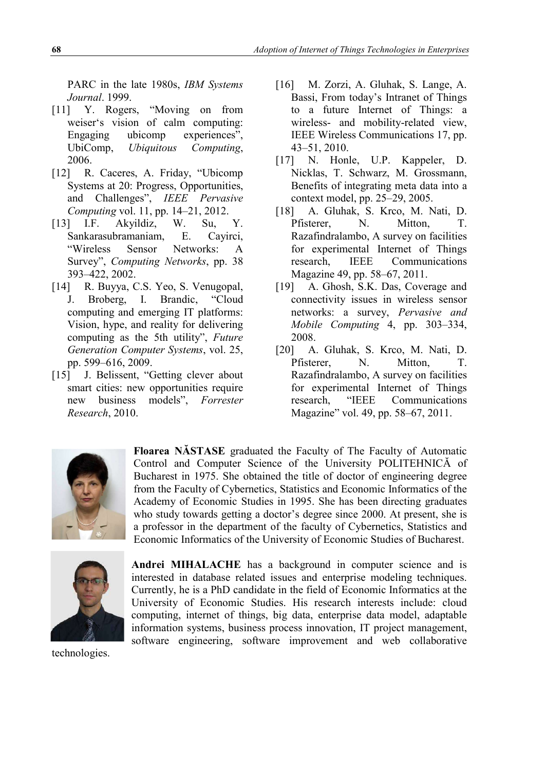PARC in the late 1980s, *IBM Systems Journal*. 1999.

[11] Y. Rogers, "Moving on from weiser's vision of calm computing: Engaging ubicomp experiences", UbiComp, *Ubiquitous Computing*, 2006.

[12] R. Caceres, A. Friday, "Ubicomp Systems at 20: Progress, Opportunities, and Challenges", *IEEE Pervasive Computing* vol. 11, pp. 14–21, 2012.

[13] I.F. Akyildiz, W. Su, Y. Sankarasubramaniam, E. Cayirci, "Wireless Sensor Networks: A Survey", *Computing Networks*, pp. 38 393–422, 2002.

[14] R. Buyya, C.S. Yeo, S. Venugopal, J. Broberg, I. Brandic, "Cloud computing and emerging IT platforms: Vision, hype, and reality for delivering computing as the 5th utility", *Future Generation Computer Systems*, vol. 25, pp. 599–616, 2009.

[15] J. Belissent, "Getting clever about smart cities: new opportunities require new business models", *Forrester Research*, 2010.

[16] M. Zorzi, A. Gluhak, S. Lange, A. Bassi, From today's Intranet of Things to a future Internet of Things: a wireless- and mobility-related view, IEEE Wireless Communications 17, pp. 43–51, 2010.

[17] N. Honle, U.P. Kappeler, D. Nicklas, T. Schwarz, M. Grossmann, Benefits of integrating meta data into a context model, pp. 25–29, 2005.

[18] A. Gluhak, S. Krco, M. Nati, D. Pfisterer, N. Mitton, T. Razafindralambo, A survey on facilities for experimental Internet of Things research, IEEE Communications Magazine 49, pp. 58–67, 2011.

[19] A. Ghosh, S.K. Das, Coverage and connectivity issues in wireless sensor networks: a survey, *Pervasive and Mobile Computing* 4, pp. 303–334, 2008.

[20] A. Gluhak, S. Krco, M. Nati, D. Pfisterer, N. Mitton, T. Razafindralambo, A survey on facilities for experimental Internet of Things research, "IEEE Communications Magazine" vol. 49, pp. 58–67, 2011.

**Floarea NĂSTASE** graduated the Faculty of The Faculty of Automatic Control and Computer Science of the University POLITEHNICĂ of Bucharest in 1975. She obtained the title of doctor of engineering degree from the Faculty of Cybernetics, Statistics and Economic Informatics of the Academy of Economic Studies in 1995. She has been directing graduates who study towards getting a doctor's degree since 2000. At present, she is a professor in the department of the faculty of Cybernetics, Statistics and Economic Informatics of the University of Economic Studies of Bucharest.

**Andrei MIHALACHE** has a background in computer science and is interested in database related issues and enterprise modeling techniques. Currently, he is a PhD candidate in the field of Economic Informatics at the University of Economic Studies. His research interests include: cloud computing, internet of things, big data, enterprise data model, adaptable information systems, business process innovation, IT project management, software engineering, software improvement and web collaborative technologies.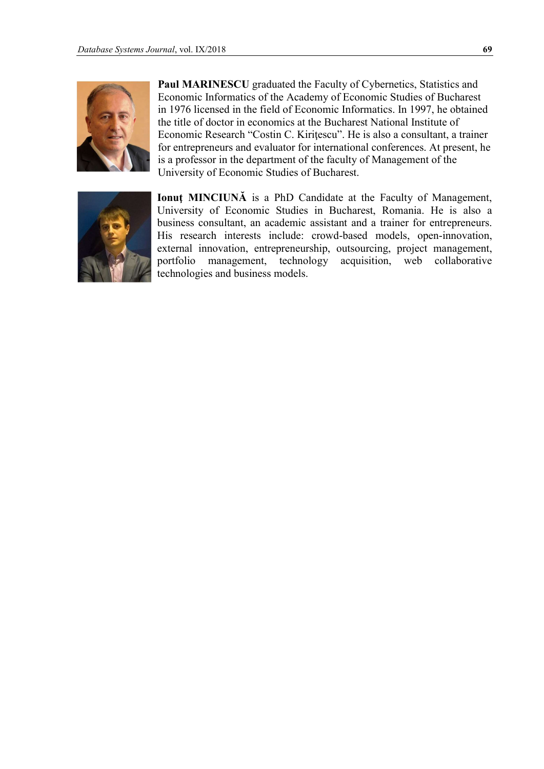**Paul MARINESCU** graduated the Faculty of Cybernetics, Statistics and Economic Informatics of the Academy of Economic Studies of Bucharest in 1976 licensed in the field of Economic Informatics. In 1997, he obtained the title of doctor in economics at the Bucharest National Institute of Economic Research "Costin C. Kiriţescu". He is also a consultant, a trainer for entrepreneurs and evaluator for international conferences. At present, he is a professor in the department of the faculty of Management of the University of Economic Studies of Bucharest.

**Ionuţ MINCIUNĂ** is a PhD Candidate at the Faculty of Management, University of Economic Studies in Bucharest, Romania. He is also a business consultant, an academic assistant and a trainer for entrepreneurs. His research interests include: crowd-based models, open-innovation, external innovation, entrepreneurship, outsourcing, project management, portfolio management, technology acquisition, web collaborative technologies and business models.